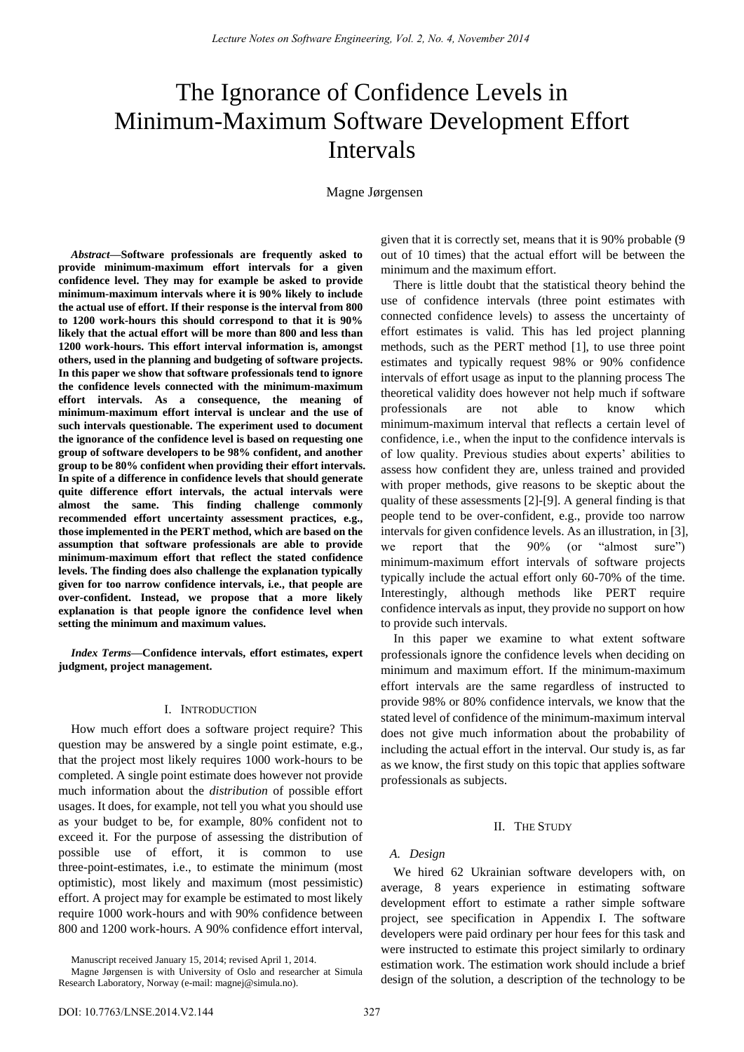# The Ignorance of Confidence Levels in Minimum-Maximum Software Development Effort Intervals

Magne Jørgensen

***Abstract*—Software professionals are frequently asked to provide minimum-maximum effort intervals for a given confidence level. They may for example be asked to provide minimum-maximum intervals where it is 90% likely to include the actual use of effort. If their response is the interval from 800 to 1200 work-hours this should correspond to that it is 90% likely that the actual effort will be more than 800 and less than 1200 work-hours. This effort interval information is, amongst others, used in the planning and budgeting of software projects. In this paper we show that software professionals tend to ignore the confidence levels connected with the minimum-maximum effort intervals. As a consequence, the meaning of minimum-maximum effort interval is unclear and the use of such intervals questionable. The experiment used to document the ignorance of the confidence level is based on requesting one group of software developers to be 98% confident, and another group to be 80% confident when providing their effort intervals. In spite of a difference in confidence levels that should generate quite difference effort intervals, the actual intervals were almost the same. This finding challenge commonly recommended effort uncertainty assessment practices, e.g., those implemented in the PERT method, which are based on the assumption that software professionals are able to provide minimum-maximum effort that reflect the stated confidence levels. The finding does also challenge the explanation typically given for too narrow confidence intervals, i.e., that people are over-confident. Instead, we propose that a more likely explanation is that people ignore the confidence level when setting the minimum and maximum values.**

***Index Terms*—Confidence intervals, effort estimates, expert judgment, project management.**

## I. Introduction

How much effort does a software project require? This question may be answered by a single point estimate, e.g., that the project most likely requires 1000 work-hours to be completed. A single point estimate does however not provide much information about the *distribution* of possible effort usages. It does, for example, not tell you what you should use as your budget to be, for example, 80% confident not to exceed it. For the purpose of assessing the distribution of possible use of effort, it is common to use three-point-estimates, i.e., to estimate the minimum (most optimistic), most likely and maximum (most pessimistic) effort. A project may for example be estimated to most likely require 1000 work-hours and with 90% confidence between 800 and 1200 work-hours. A 90% confidence effort interval, given that it is correctly set, means that it is 90% probable (9 out of 10 times) that the actual effort will be between the minimum and the maximum effort.

There is little doubt that the statistical theory behind the use of confidence intervals (three point estimates with connected confidence levels) to assess the uncertainty of effort estimates is valid. This has led project planning methods, such as the PERT method [1], to use three point estimates and typically request 98% or 90% confidence intervals of effort usage as input to the planning process The theoretical validity does however not help much if software professionals are not able to know which minimum-maximum interval that reflects a certain level of confidence, i.e., when the input to the confidence intervals is of low quality. Previous studies about experts' abilities to assess how confident they are, unless trained and provided with proper methods, give reasons to be skeptic about the quality of these assessments [2]-[9]. A general finding is that people tend to be over-confident, e.g., provide too narrow intervals for given confidence levels. As an illustration, in [3], we report that the 90% (or "almost sure") minimum-maximum effort intervals of software projects typically include the actual effort only 60-70% of the time. Interestingly, although methods like PERT require confidence intervals as input, they provide no support on how to provide such intervals.

In this paper we examine to what extent software professionals ignore the confidence levels when deciding on minimum and maximum effort. If the minimum-maximum effort intervals are the same regardless of instructed to provide 98% or 80% confidence intervals, we know that the stated level of confidence of the minimum-maximum interval does not give much information about the probability of including the actual effort in the interval. Our study is, as far as we know, the first study on this topic that applies software professionals as subjects.

## II. The Study

### *A. Design*

We hired 62 Ukrainian software developers with, on average, 8 years experience in estimating software development effort to estimate a rather simple software project, see specification in Appendix I. The software developers were paid ordinary per hour fees for this task and were instructed to estimate this project similarly to ordinary estimation work. The estimation work should include a brief design of the solution, a description of the technology to be

Manuscript received January 15, 2014; revised April 1, 2014.

Magne Jørgensen is with University of Oslo and researcher at Simula Research Laboratory, Norway (e-mail: magnej@simula.no).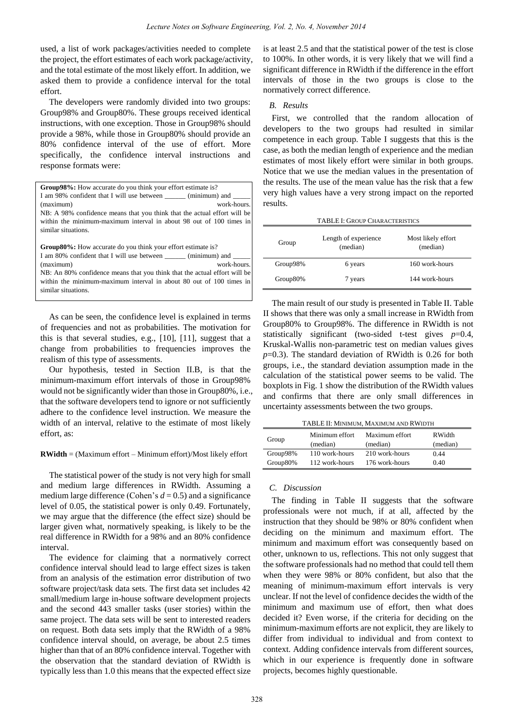used, a list of work packages/activities needed to complete the project, the effort estimates of each work package/activity, and the total estimate of the most likely effort. In addition, we asked them to provide a confidence interval for the total effort.

The developers were randomly divided into two groups: Group98% and Group80%. These groups received identical instructions, with one exception. Those in Group98% should provide a 98%, while those in Group80% should provide an 80% confidence interval of the use of effort. More specifically, the confidence interval instructions and response formats were:

> **Group98%:** How accurate do you think your effort estimate is?
> I am 98% confident that I will use between ______ (minimum) and _____ (maximum) work-hours.
> NB: A 98% confidence means that you think that the actual effort will be within the minimum-maximum interval in about 98 out of 100 times in similar situations.
>
> **Group80%:** How accurate do you think your effort estimate is?
> I am 80% confident that I will use between ______ (minimum) and _____ (maximum) work-hours.
> NB: An 80% confidence means that you think that the actual effort will be within the minimum-maximum interval in about 80 out of 100 times in similar situations.

As can be seen, the confidence level is explained in terms of frequencies and not as probabilities. The motivation for this is that several studies, e.g., [10], [11], suggest that a change from probabilities to frequencies improves the realism of this type of assessments.

Our hypothesis, tested in Section II.B, is that the minimum-maximum effort intervals of those in Group98% would not be significantly wider than those in Group80%, i.e., that the software developers tend to ignore or not sufficiently adhere to the confidence level instruction. We measure the width of an interval, relative to the estimate of most likely effort, as:

**RWidth** = (Maximum effort – Minimum effort)/Most likely effort

The statistical power of the study is not very high for small and medium large differences in RWidth. Assuming a medium large difference (Cohen's $d = 0.5$) and a significance level of 0.05, the statistical power is only 0.49. Fortunately, we may argue that the difference (the effect size) should be larger given what, normatively speaking, is likely to be the real difference in RWidth for a 98% and an 80% confidence interval.

The evidence for claiming that a normatively correct confidence interval should lead to large effect sizes is taken from an analysis of the estimation error distribution of two software project/task data sets. The first data set includes 42 small/medium large in-house software development projects and the second 443 smaller tasks (user stories) within the same project. The data sets will be sent to interested readers on request. Both data sets imply that the RWidth of a 98% confidence interval should, on average, be about 2.5 times higher than that of an 80% confidence interval. Together with the observation that the standard deviation of RWidth is typically less than 1.0 this means that the expected effect size is at least 2.5 and that the statistical power of the test is close to 100%. In other words, it is very likely that we will find a significant difference in RWidth if the difference in the effort intervals of those in the two groups is close to the normatively correct difference.

### *B. Results*

First, we controlled that the random allocation of developers to the two groups had resulted in similar competence in each group. Table I suggests that this is the case, as both the median length of experience and the median estimates of most likely effort were similar in both groups. Notice that we use the median values in the presentation of the results. The use of the mean value has the risk that a few very high values have a very strong impact on the reported results.

TABLE I: GROUP CHARACTERISTICS

| Group | Length of experience (median) | Most likely effort (median) |
|---|---|---|
| Group98% | 6 years | 160 work-hours |
| Group80% | 7 years | 144 work-hours |

The main result of our study is presented in Table II. Table II shows that there was only a small increase in RWidth from Group80% to Group98%. The difference in RWidth is not statistically significant (two-sided t-test gives $p$=0.4, Kruskal-Wallis non-parametric test on median values gives $p$=0.3). The standard deviation of RWidth is 0.26 for both groups, i.e., the standard deviation assumption made in the calculation of the statistical power seems to be valid. The boxplots in Fig. 1 show the distribution of the RWidth values and confirms that there are only small differences in uncertainty assessments between the two groups.

TABLE II: MINIMUM, MAXIMUM AND RWIDTH

| Group | Minimum effort (median) | Maximum effort (median) | RWidth (median) |
|---|---|---|---|
| Group98% | 110 work-hours | 210 work-hours | 0.44 |
| Group80% | 112 work-hours | 176 work-hours | 0.40 |

### *C. Discussion*

The finding in Table II suggests that the software professionals were not much, if at all, affected by the instruction that they should be 98% or 80% confident when deciding on the minimum and maximum effort. The minimum and maximum effort was consequently based on other, unknown to us, reflections. This not only suggest that the software professionals had no method that could tell them when they were 98% or 80% confident, but also that the meaning of minimum-maximum effort intervals is very unclear. If not the level of confidence decides the width of the minimum and maximum use of effort, then what does decided it? Even worse, if the criteria for deciding on the minimum-maximum efforts are not explicit, they are likely to differ from individual to individual and from context to context. Adding confidence intervals from different sources, which in our experience is frequently done in software projects, becomes highly questionable.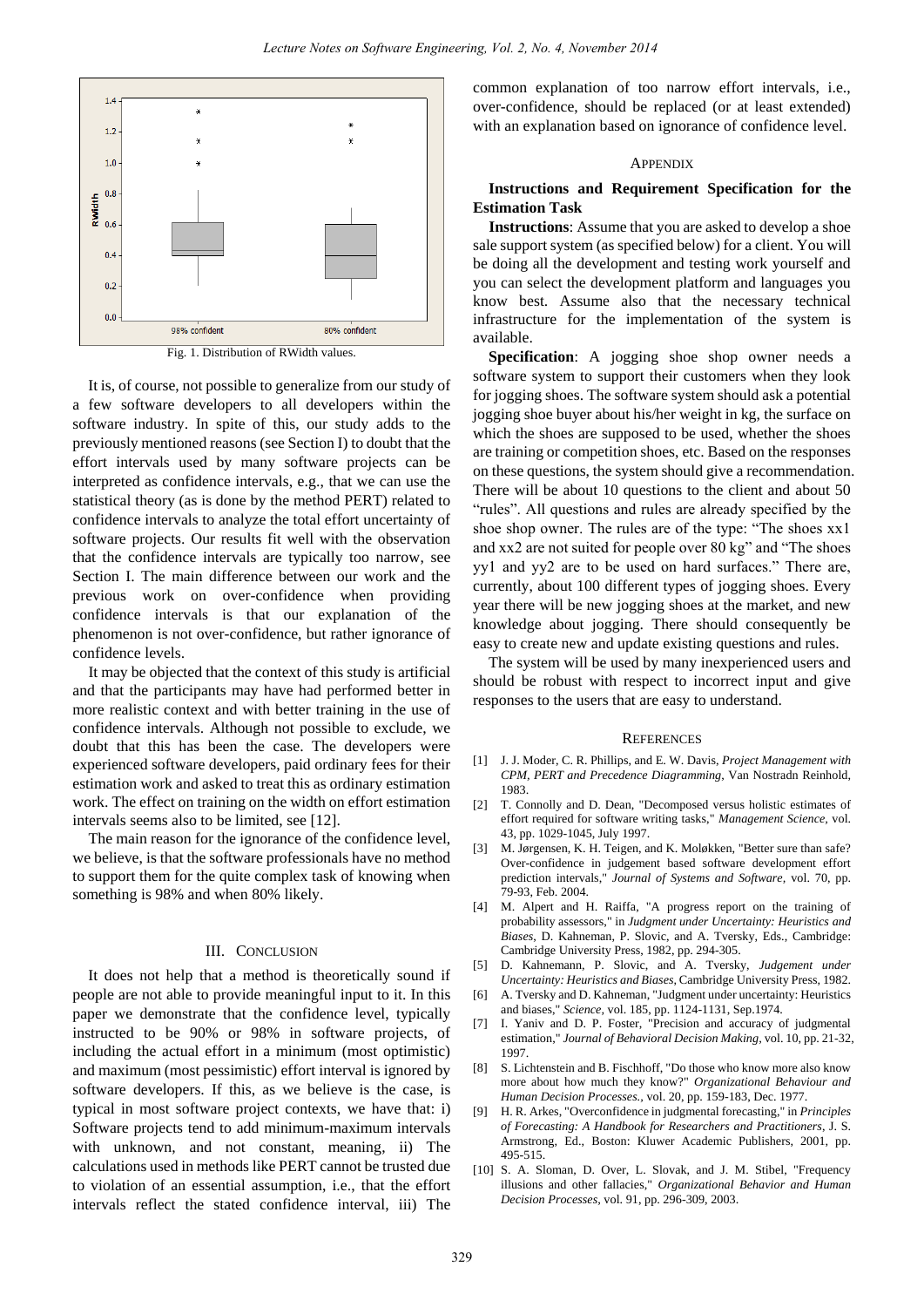Fig. 1. Distribution of RWidth values.

It is, of course, not possible to generalize from our study of a few software developers to all developers within the software industry. In spite of this, our study adds to the previously mentioned reasons (see Section I) to doubt that the effort intervals used by many software projects can be interpreted as confidence intervals, e.g., that we can use the statistical theory (as is done by the method PERT) related to confidence intervals to analyze the total effort uncertainty of software projects. Our results fit well with the observation that the confidence intervals are typically too narrow, see Section I. The main difference between our work and the previous work on over-confidence when providing confidence intervals is that our explanation of the phenomenon is not over-confidence, but rather ignorance of confidence levels.

It may be objected that the context of this study is artificial and that the participants may have had performed better in more realistic context and with better training in the use of confidence intervals. Although not possible to exclude, we doubt that this has been the case. The developers were experienced software developers, paid ordinary fees for their estimation work and asked to treat this as ordinary estimation work. The effect on training on the width on effort estimation intervals seems also to be limited, see [12].

The main reason for the ignorance of the confidence level, we believe, is that the software professionals have no method to support them for the quite complex task of knowing when something is 98% and when 80% likely.

## III. Conclusion

It does not help that a method is theoretically sound if people are not able to provide meaningful input to it. In this paper we demonstrate that the confidence level, typically instructed to be 90% or 98% in software projects, of including the actual effort in a minimum (most optimistic) and maximum (most pessimistic) effort interval is ignored by software developers. If this, as we believe is the case, is typical in most software project contexts, we have that: i) Software projects tend to add minimum-maximum intervals with unknown, and not constant, meaning, ii) The calculations used in methods like PERT cannot be trusted due to violation of an essential assumption, i.e., that the effort intervals reflect the stated confidence interval, iii) The common explanation of too narrow effort intervals, i.e., over-confidence, should be replaced (or at least extended) with an explanation based on ignorance of confidence level.

## Appendix

### Instructions and Requirement Specification for the Estimation Task

**Instructions**: Assume that you are asked to develop a shoe sale support system (as specified below) for a client. You will be doing all the development and testing work yourself and you can select the development platform and languages you know best. Assume also that the necessary technical infrastructure for the implementation of the system is available.

**Specification**: A jogging shoe shop owner needs a software system to support their customers when they look for jogging shoes. The software system should ask a potential jogging shoe buyer about his/her weight in kg, the surface on which the shoes are supposed to be used, whether the shoes are training or competition shoes, etc. Based on the responses on these questions, the system should give a recommendation. There will be about 10 questions to the client and about 50 "rules". All questions and rules are already specified by the shoe shop owner. The rules are of the type: "The shoes xx1 and xx2 are not suited for people over 80 kg" and "The shoes yy1 and yy2 are to be used on hard surfaces." There are, currently, about 100 different types of jogging shoes. Every year there will be new jogging shoes at the market, and new knowledge about jogging. There should consequently be easy to create new and update existing questions and rules.

The system will be used by many inexperienced users and should be robust with respect to incorrect input and give responses to the users that are easy to understand.

## References

[1] J. J. Moder, C. R. Phillips, and E. W. Davis, *Project Management with CPM, PERT and Precedence Diagramming*, Van Nostradn Reinhold, 1983.

[2] T. Connolly and D. Dean, "Decomposed versus holistic estimates of effort required for software writing tasks," *Management Science*, vol. 43, pp. 1029-1045, July 1997.

[3] M. Jørgensen, K. H. Teigen, and K. Moløkken, "Better sure than safe? Over-confidence in judgement based software development effort prediction intervals," *Journal of Systems and Software*, vol. 70, pp. 79-93, Feb. 2004.

[4] M. Alpert and H. Raiffa, "A progress report on the training of probability assessors," in *Judgment under Uncertainty: Heuristics and Biases*, D. Kahneman, P. Slovic, and A. Tversky, Eds., Cambridge: Cambridge University Press, 1982, pp. 294-305.

[5] D. Kahnemann, P. Slovic, and A. Tversky, *Judgement under Uncertainty: Heuristics and Biases*, Cambridge University Press, 1982.

[6] A. Tversky and D. Kahneman, "Judgment under uncertainty: Heuristics and biases," *Science*, vol. 185, pp. 1124-1131, Sep.1974.

[7] I. Yaniv and D. P. Foster, "Precision and accuracy of judgmental estimation," *Journal of Behavioral Decision Making*, vol. 10, pp. 21-32, 1997.

[8] S. Lichtenstein and B. Fischhoff, "Do those who know more also know more about how much they know?" *Organizational Behaviour and Human Decision Processes.*, vol. 20, pp. 159-183, Dec. 1977.

[9] H. R. Arkes, "Overconfidence in judgmental forecasting," in *Principles of Forecasting: A Handbook for Researchers and Practitioners*, J. S. Armstrong, Ed., Boston: Kluwer Academic Publishers, 2001, pp. 495-515.

[10] S. A. Sloman, D. Over, L. Slovak, and J. M. Stibel, "Frequency illusions and other fallacies," *Organizational Behavior and Human Decision Processes*, vol. 91, pp. 296-309, 2003.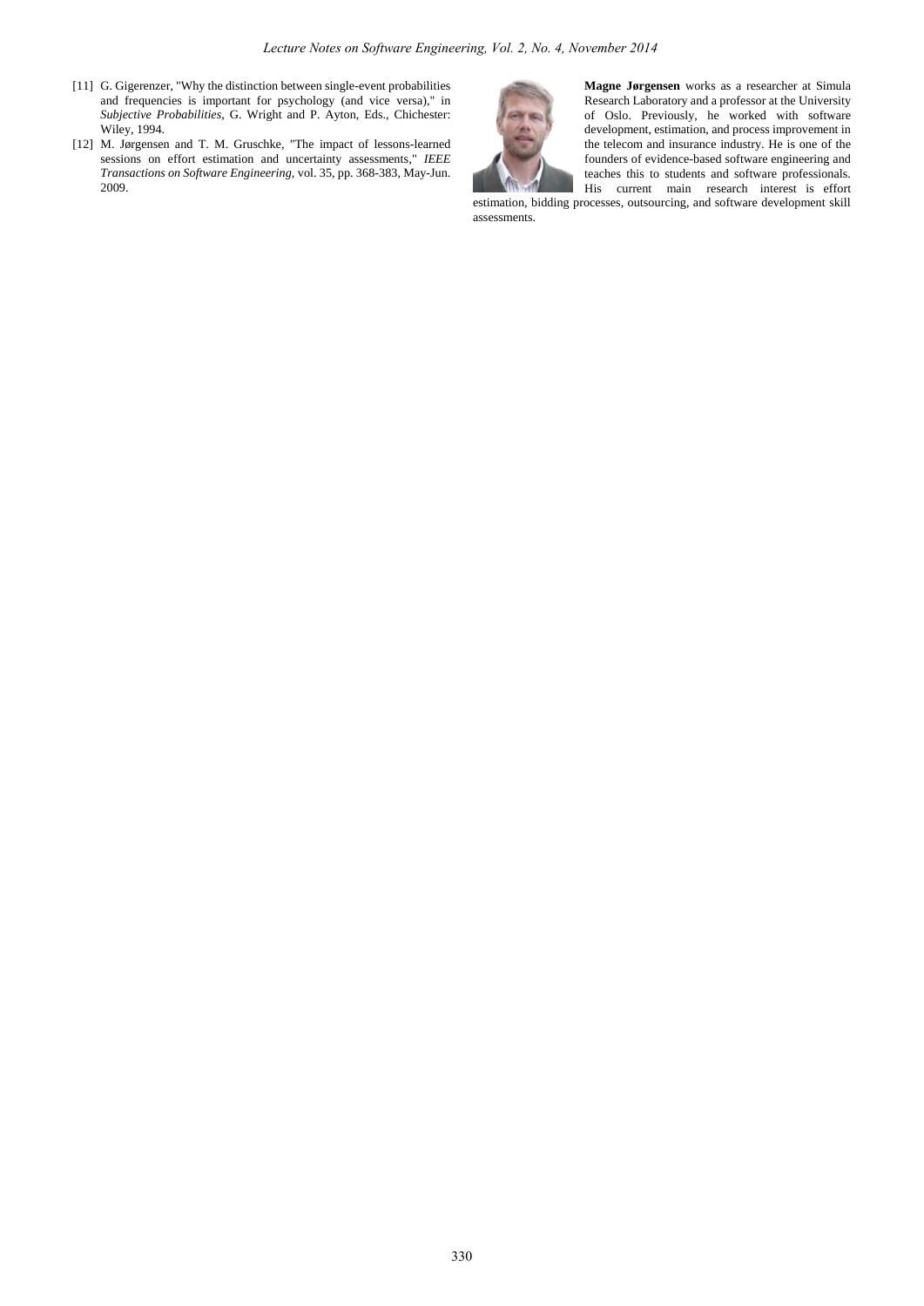[11] G. Gigerenzer, "Why the distinction between single-event probabilities and frequencies is important for psychology (and vice versa)," in *Subjective Probabilities*, G. Wright and P. Ayton, Eds., Chichester: Wiley, 1994.

[12] M. Jørgensen and T. M. Gruschke, "The impact of lessons-learned sessions on effort estimation and uncertainty assessments," *IEEE Transactions on Software Engineering*, vol. 35, pp. 368-383, May-Jun. 2009.

**Magne Jørgensen** works as a researcher at Simula Research Laboratory and a professor at the University of Oslo. Previously, he worked with software development, estimation, and process improvement in the telecom and insurance industry. He is one of the founders of evidence-based software engineering and teaches this to students and software professionals. His current main research interest is effort estimation, bidding processes, outsourcing, and software development skill assessments.